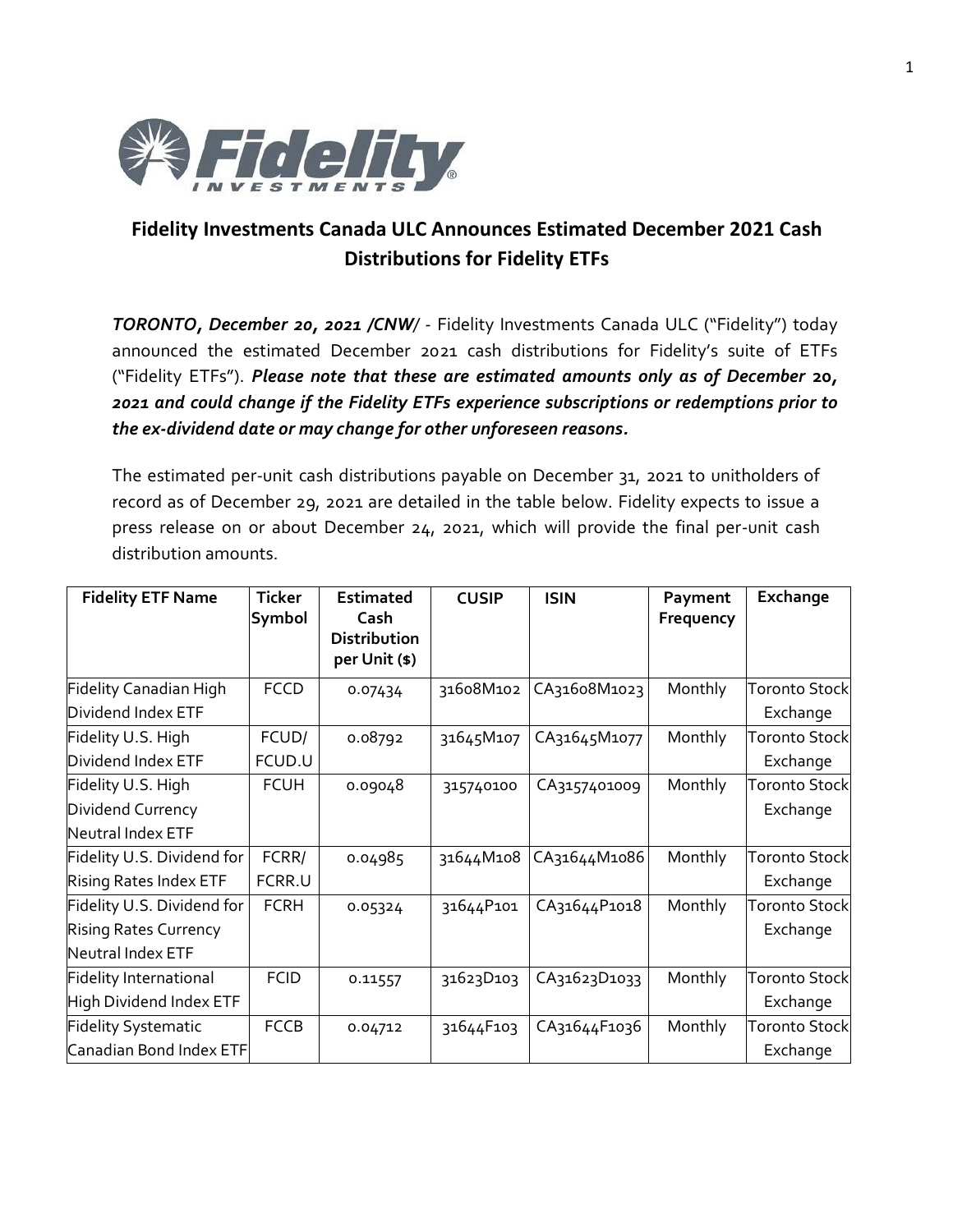# Fidelity Investments Canada ULC Announces Estimated December 2021 Cash Distributions for Fidelity ETFs

***TORONTO, December 20, 2021 /CNW/*** - Fidelity Investments Canada ULC ("Fidelity") today announced the estimated December 2021 cash distributions for Fidelity's suite of ETFs ("Fidelity ETFs"). ***Please note that these are estimated amounts only as of December 20, 2021 and could change if the Fidelity ETFs experience subscriptions or redemptions prior to the ex-dividend date or may change for other unforeseen reasons.***

The estimated per-unit cash distributions payable on December 31, 2021 to unitholders of record as of December 29, 2021 are detailed in the table below. Fidelity expects to issue a press release on or about December 24, 2021, which will provide the final per-unit cash distribution amounts.

| Fidelity ETF Name | Ticker Symbol | Estimated Cash Distribution per Unit ($) | CUSIP | ISIN | Payment Frequency | Exchange |
|---|---|---|---|---|---|---|
| Fidelity Canadian High Dividend Index ETF | FCCD | 0.07434 | 31608M102 | CA31608M1023 | Monthly | Toronto Stock Exchange |
| Fidelity U.S. High Dividend Index ETF | FCUD/ FCUD.U | 0.08792 | 31645M107 | CA31645M1077 | Monthly | Toronto Stock Exchange |
| Fidelity U.S. High Dividend Currency Neutral Index ETF | FCUH | 0.09048 | 315740100 | CA3157401009 | Monthly | Toronto Stock Exchange |
| Fidelity U.S. Dividend for Rising Rates Index ETF | FCRR/ FCRR.U | 0.04985 | 31644M108 | CA31644M1086 | Monthly | Toronto Stock Exchange |
| Fidelity U.S. Dividend for Rising Rates Currency Neutral Index ETF | FCRH | 0.05324 | 31644P101 | CA31644P1018 | Monthly | Toronto Stock Exchange |
| Fidelity International High Dividend Index ETF | FCID | 0.11557 | 31623D103 | CA31623D1033 | Monthly | Toronto Stock Exchange |
| Fidelity Systematic Canadian Bond Index ETF | FCCB | 0.04712 | 31644F103 | CA31644F1036 | Monthly | Toronto Stock Exchange |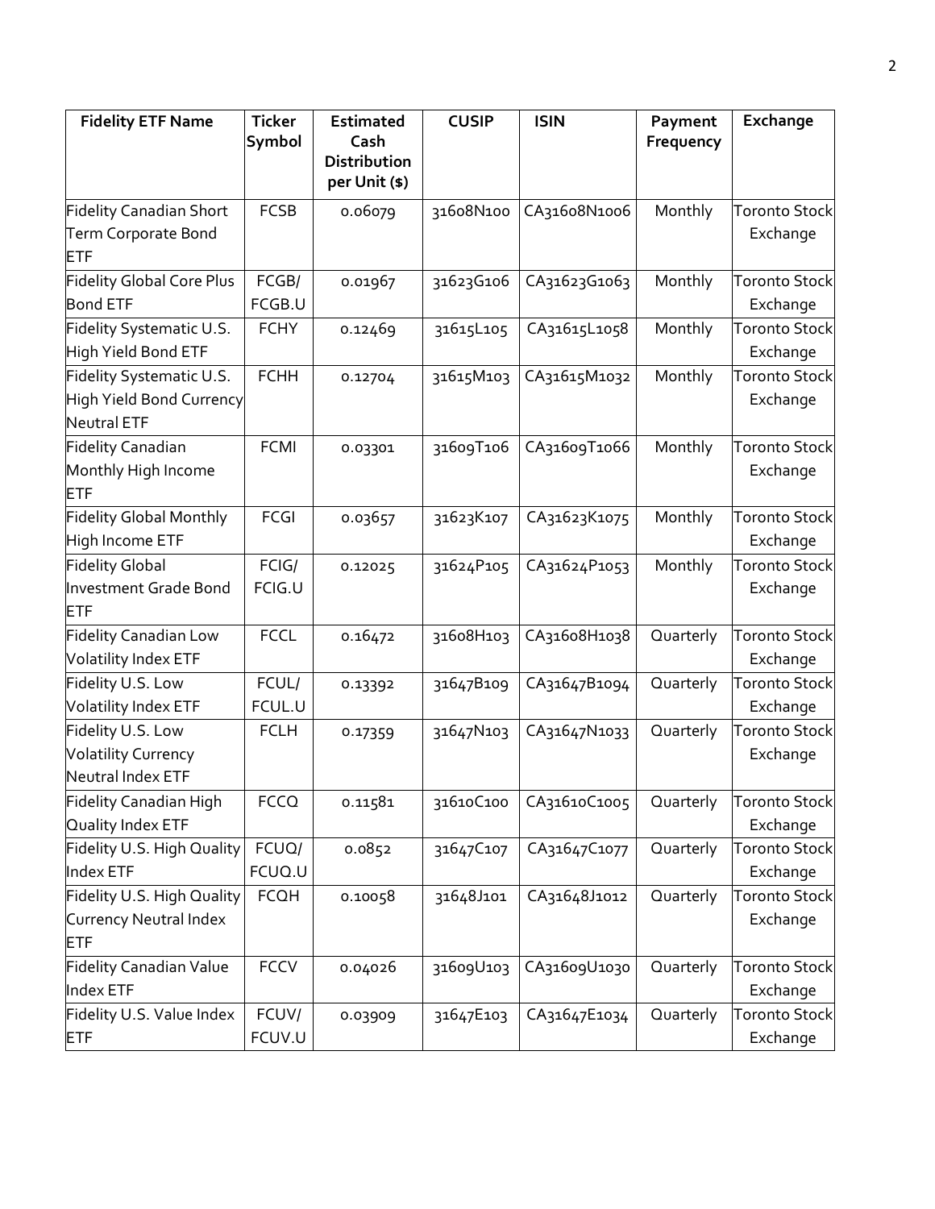| Fidelity ETF Name | Ticker Symbol | Estimated Cash Distribution per Unit ($) | CUSIP | ISIN | Payment Frequency | Exchange |
| --- | --- | --- | --- | --- | --- | --- |
| Fidelity Canadian Short Term Corporate Bond ETF | FCSB | 0.06079 | 31608N100 | CA31608N1006 | Monthly | Toronto Stock Exchange |
| Fidelity Global Core Plus Bond ETF | FCGB/ FCGB.U | 0.01967 | 31623G106 | CA31623G1063 | Monthly | Toronto Stock Exchange |
| Fidelity Systematic U.S. High Yield Bond ETF | FCHY | 0.12469 | 31615L105 | CA31615L1058 | Monthly | Toronto Stock Exchange |
| Fidelity Systematic U.S. High Yield Bond Currency Neutral ETF | FCHH | 0.12704 | 31615M103 | CA31615M1032 | Monthly | Toronto Stock Exchange |
| Fidelity Canadian Monthly High Income ETF | FCMI | 0.03301 | 31609T106 | CA31609T1066 | Monthly | Toronto Stock Exchange |
| Fidelity Global Monthly High Income ETF | FCGI | 0.03657 | 31623K107 | CA31623K1075 | Monthly | Toronto Stock Exchange |
| Fidelity Global Investment Grade Bond ETF | FCIG/ FCIG.U | 0.12025 | 31624P105 | CA31624P1053 | Monthly | Toronto Stock Exchange |
| Fidelity Canadian Low Volatility Index ETF | FCCL | 0.16472 | 31608H103 | CA31608H1038 | Quarterly | Toronto Stock Exchange |
| Fidelity U.S. Low Volatility Index ETF | FCUL/ FCUL.U | 0.13392 | 31647B109 | CA31647B1094 | Quarterly | Toronto Stock Exchange |
| Fidelity U.S. Low Volatility Currency Neutral Index ETF | FCLH | 0.17359 | 31647N103 | CA31647N1033 | Quarterly | Toronto Stock Exchange |
| Fidelity Canadian High Quality Index ETF | FCCQ | 0.11581 | 31610C100 | CA31610C1005 | Quarterly | Toronto Stock Exchange |
| Fidelity U.S. High Quality Index ETF | FCUQ/ FCUQ.U | 0.0852 | 31647C107 | CA31647C1077 | Quarterly | Toronto Stock Exchange |
| Fidelity U.S. High Quality Currency Neutral Index ETF | FCQH | 0.10058 | 31648J101 | CA31648J1012 | Quarterly | Toronto Stock Exchange |
| Fidelity Canadian Value Index ETF | FCCV | 0.04026 | 31609U103 | CA31609U1030 | Quarterly | Toronto Stock Exchange |
| Fidelity U.S. Value Index ETF | FCUV/ FCUV.U | 0.03909 | 31647E103 | CA31647E1034 | Quarterly | Toronto Stock Exchange |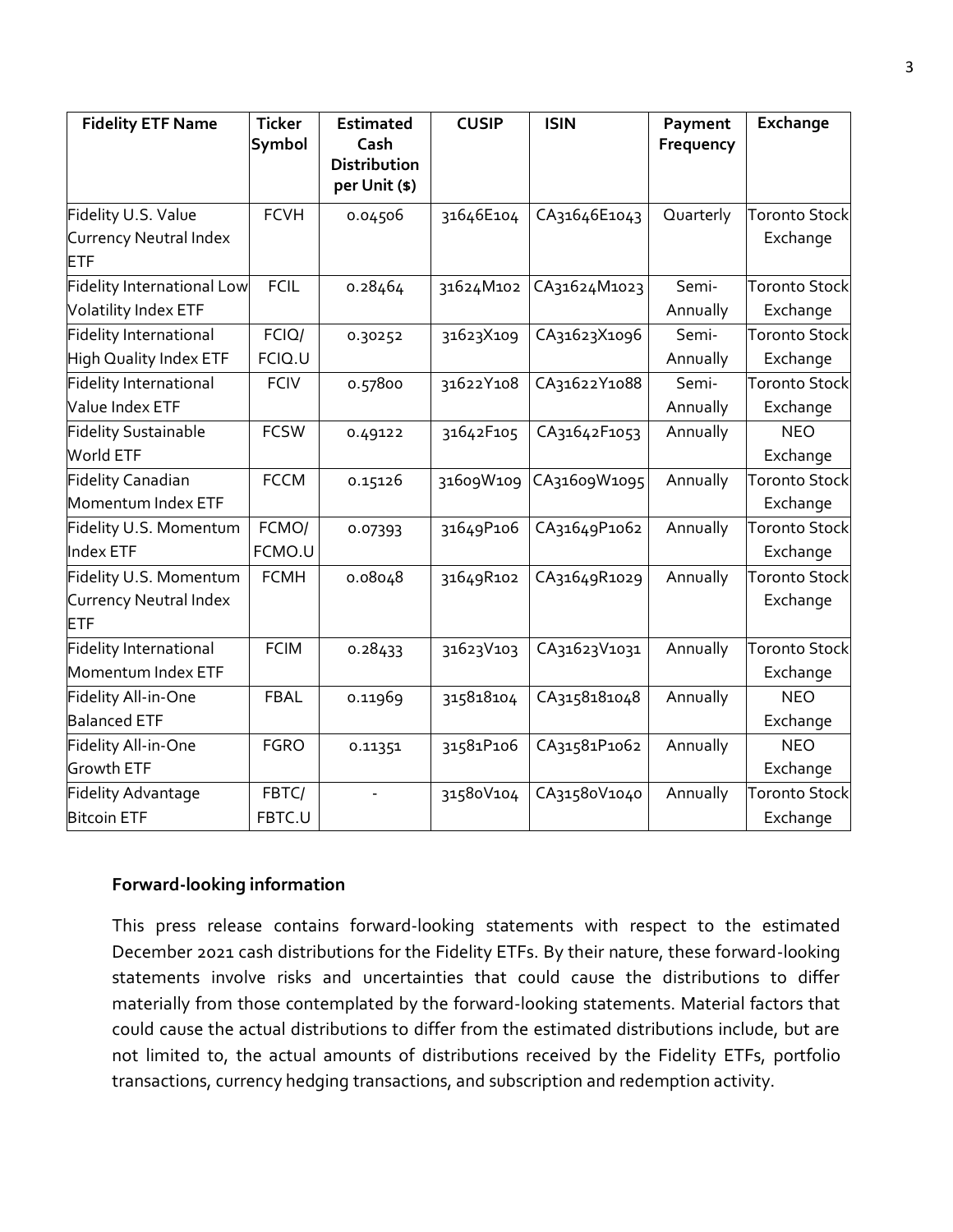| Fidelity ETF Name | Ticker Symbol | Estimated Cash Distribution per Unit ($) | CUSIP | ISIN | Payment Frequency | Exchange |
|---|---|---|---|---|---|---|
| Fidelity U.S. Value Currency Neutral Index ETF | FCVH | 0.04506 | 31646E104 | CA31646E1043 | Quarterly | Toronto Stock Exchange |
| Fidelity International Low Volatility Index ETF | FCIL | 0.28464 | 31624M102 | CA31624M1023 | Semi-Annually | Toronto Stock Exchange |
| Fidelity International High Quality Index ETF | FCIQ/ FCIQ.U | 0.30252 | 31623X109 | CA31623X1096 | Semi-Annually | Toronto Stock Exchange |
| Fidelity International Value Index ETF | FCIV | 0.57800 | 31622Y108 | CA31622Y1088 | Semi-Annually | Toronto Stock Exchange |
| Fidelity Sustainable World ETF | FCSW | 0.49122 | 31642F105 | CA31642F1053 | Annually | NEO Exchange |
| Fidelity Canadian Momentum Index ETF | FCCM | 0.15126 | 31609W109 | CA31609W1095 | Annually | Toronto Stock Exchange |
| Fidelity U.S. Momentum Index ETF | FCMO/ FCMO.U | 0.07393 | 31649P106 | CA31649P1062 | Annually | Toronto Stock Exchange |
| Fidelity U.S. Momentum Currency Neutral Index ETF | FCMH | 0.08048 | 31649R102 | CA31649R1029 | Annually | Toronto Stock Exchange |
| Fidelity International Momentum Index ETF | FCIM | 0.28433 | 31623V103 | CA31623V1031 | Annually | Toronto Stock Exchange |
| Fidelity All-in-One Balanced ETF | FBAL | 0.11969 | 315818104 | CA3158181048 | Annually | NEO Exchange |
| Fidelity All-in-One Growth ETF | FGRO | 0.11351 | 31581P106 | CA31581P1062 | Annually | NEO Exchange |
| Fidelity Advantage Bitcoin ETF | FBTC/ FBTC.U | - | 31580V104 | CA31580V1040 | Annually | Toronto Stock Exchange |

**Forward-looking information**

This press release contains forward-looking statements with respect to the estimated December 2021 cash distributions for the Fidelity ETFs. By their nature, these forward-looking statements involve risks and uncertainties that could cause the distributions to differ materially from those contemplated by the forward-looking statements. Material factors that could cause the actual distributions to differ from the estimated distributions include, but are not limited to, the actual amounts of distributions received by the Fidelity ETFs, portfolio transactions, currency hedging transactions, and subscription and redemption activity.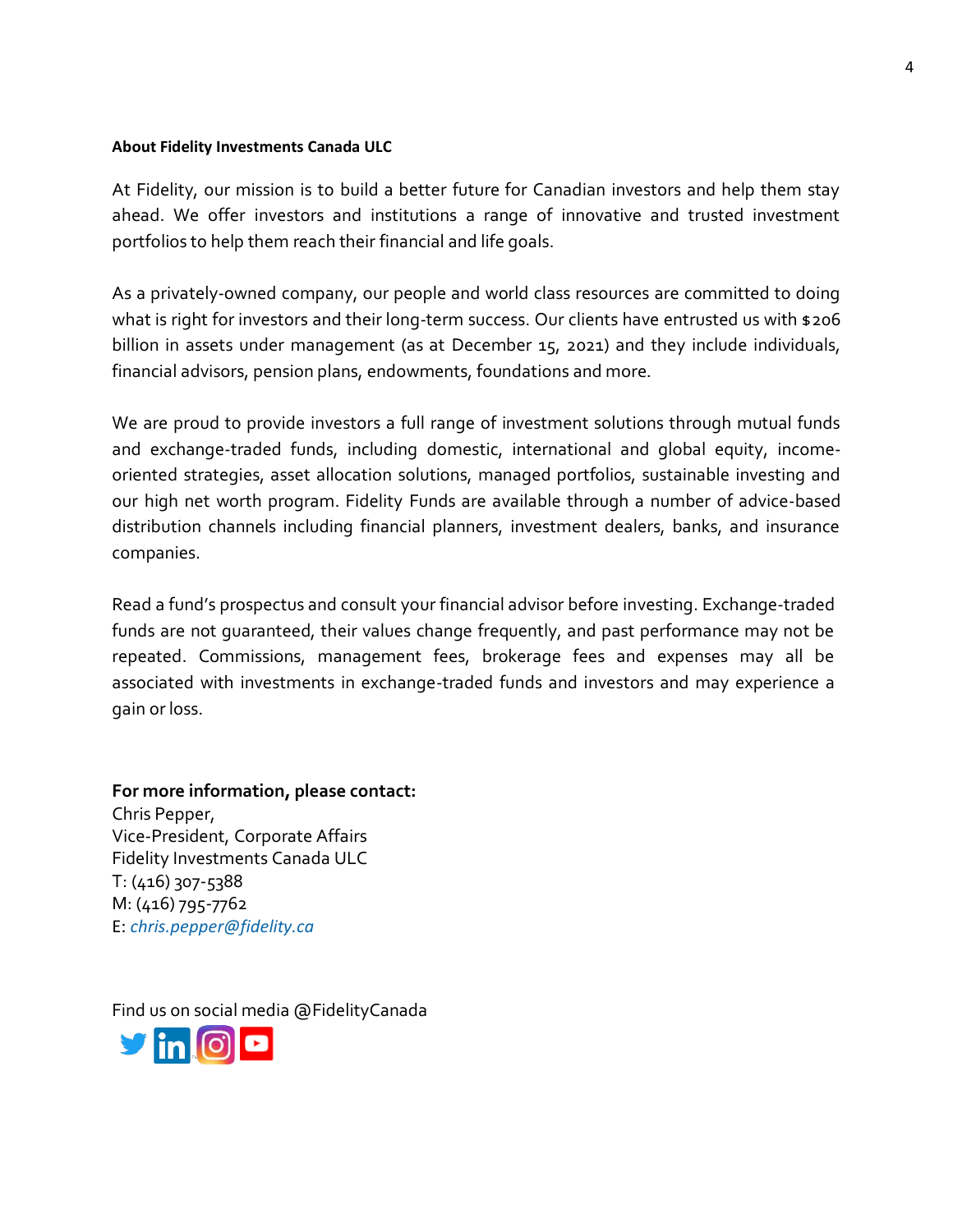**About Fidelity Investments Canada ULC**

At Fidelity, our mission is to build a better future for Canadian investors and help them stay ahead. We offer investors and institutions a range of innovative and trusted investment portfolios to help them reach their financial and life goals.

As a privately-owned company, our people and world class resources are committed to doing what is right for investors and their long-term success. Our clients have entrusted us with $206 billion in assets under management (as at December 15, 2021) and they include individuals, financial advisors, pension plans, endowments, foundations and more.

We are proud to provide investors a full range of investment solutions through mutual funds and exchange-traded funds, including domestic, international and global equity, income-oriented strategies, asset allocation solutions, managed portfolios, sustainable investing and our high net worth program. Fidelity Funds are available through a number of advice-based distribution channels including financial planners, investment dealers, banks, and insurance companies.

Read a fund's prospectus and consult your financial advisor before investing. Exchange-traded funds are not guaranteed, their values change frequently, and past performance may not be repeated. Commissions, management fees, brokerage fees and expenses may all be associated with investments in exchange-traded funds and investors and may experience a gain or loss.

**For more information, please contact:**
Chris Pepper,
Vice-President, Corporate Affairs
Fidelity Investments Canada ULC
T: (416) 307-5388
M: (416) 795-7762
E: *chris.pepper@fidelity.ca*

Find us on social media @FidelityCanada